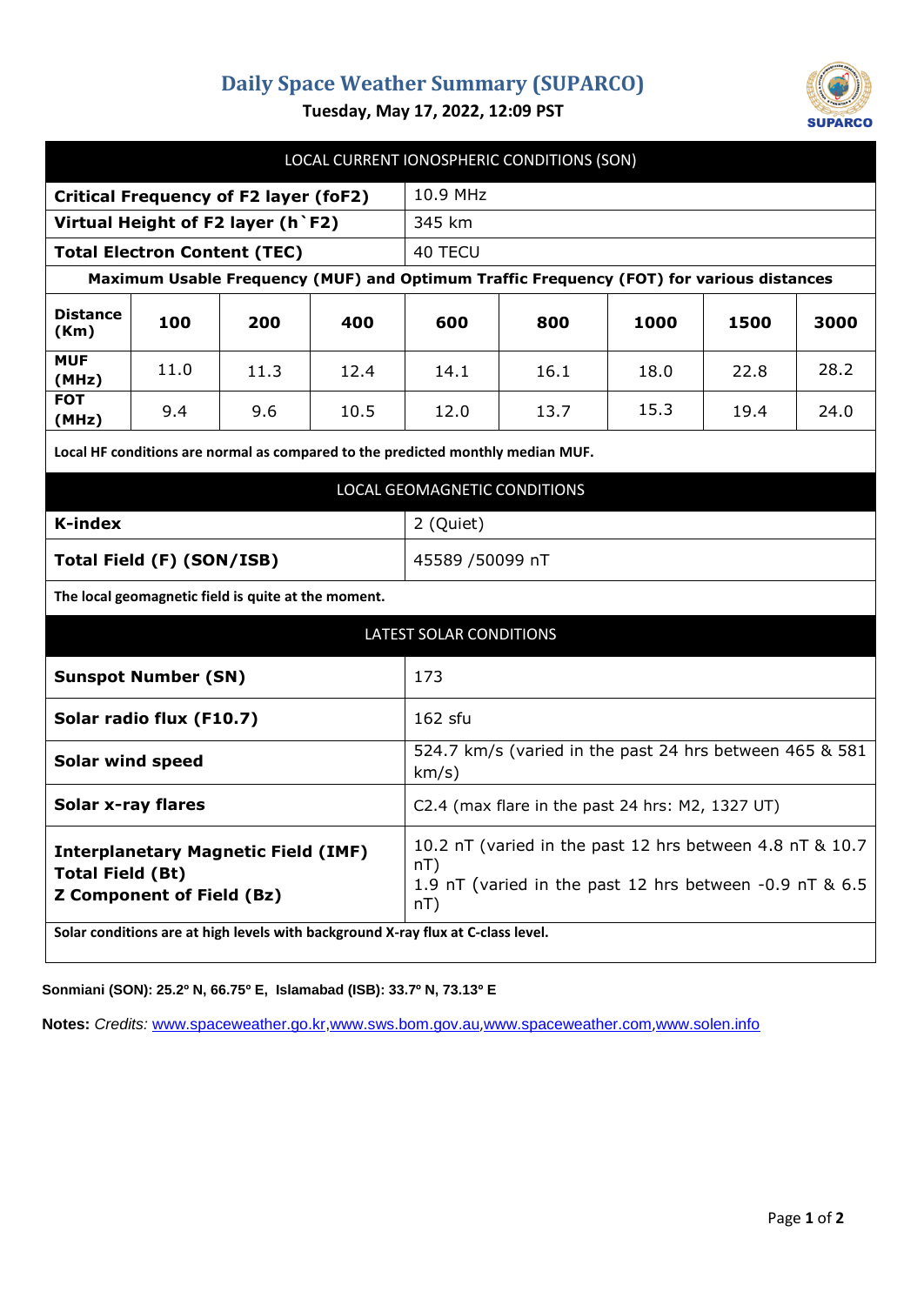# Daily Space Weather Summary (SUPARCO)

**Tuesday, May 17, 2022, 12:09 PST**

## LOCAL CURRENT IONOSPHERIC CONDITIONS (SON)

| | |
|---|---|
| **Critical Frequency of F2 layer (foF2)** | 10.9 MHz |
| **Virtual Height of F2 layer (h`F2)** | 345 km |
| **Total Electron Content (TEC)** | 40 TECU |

**Maximum Usable Frequency (MUF) and Optimum Traffic Frequency (FOT) for various distances**

| **Distance (Km)** | **100** | **200** | **400** | **600** | **800** | **1000** | **1500** | **3000** |
|---|---|---|---|---|---|---|---|---|
| **MUF (MHz)** | 11.0 | 11.3 | 12.4 | 14.1 | 16.1 | 18.0 | 22.8 | 28.2 |
| **FOT (MHz)** | 9.4 | 9.6 | 10.5 | 12.0 | 13.7 | 15.3 | 19.4 | 24.0 |

**Local HF conditions are normal as compared to the predicted monthly median MUF.**

## LOCAL GEOMAGNETIC CONDITIONS

| | |
|---|---|
| **K-index** | 2 (Quiet) |
| **Total Field (F) (SON/ISB)** | 45589 /50099 nT |

**The local geomagnetic field is quite at the moment.**

## LATEST SOLAR CONDITIONS

| | |
|---|---|
| **Sunspot Number (SN)** | 173 |
| **Solar radio flux (F10.7)** | 162 sfu |
| **Solar wind speed** | 524.7 km/s (varied in the past 24 hrs between 465 & 581 km/s) |
| **Solar x-ray flares** | C2.4 (max flare in the past 24 hrs: M2, 1327 UT) |
| **Interplanetary Magnetic Field (IMF)** <br> **Total Field (Bt)** <br> **Z Component of Field (Bz)** | 10.2 nT (varied in the past 12 hrs between 4.8 nT & 10.7 nT) <br> 1.9 nT (varied in the past 12 hrs between -0.9 nT & 6.5 nT) |

**Solar conditions are at high levels with background X-ray flux at C-class level.**

**Sonmiani (SON): 25.2º N, 66.75º E, Islamabad (ISB): 33.7º N, 73.13º E**

**Notes:** *Credits:* www.spaceweather.go.kr, www.sws.bom.gov.au, www.spaceweather.com, www.solen.info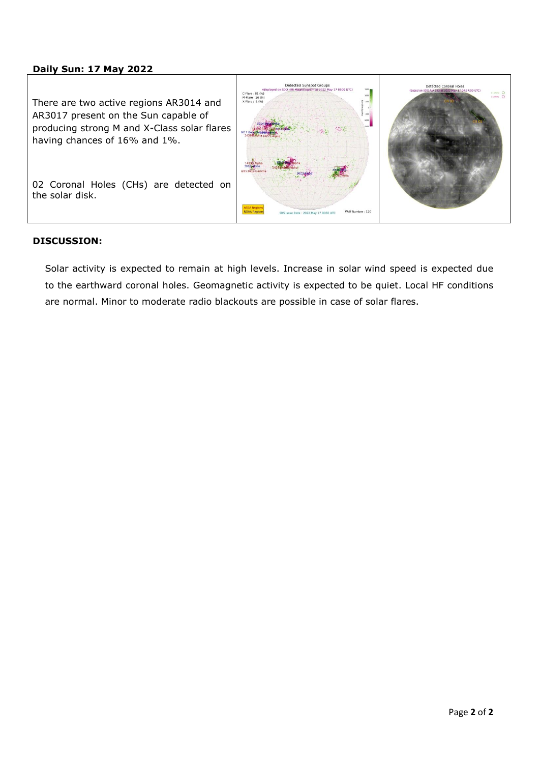**Daily Sun: 17 May 2022**

There are two active regions AR3014 and AR3017 present on the Sun capable of producing strong M and X-Class solar flares having chances of 16% and 1%.

02 Coronal Holes (CHs) are detected on the solar disk.

Detected Sunspot Groups
(displayed on SDO HMI Magnetogram at 2022 May 17 0500 UTC)
C-Flare : 81 (%)
M-Flare : 16 (%)
X-Flare : 1 (%)
ASSA Regions
NOAA Regions
SRS Issue Date : 2022 May 17 0030 UTC
Wolf Number : 120

Detected Coronal Holes
CH 01
CH 02

**DISCUSSION:**

Solar activity is expected to remain at high levels. Increase in solar wind speed is expected due to the earthward coronal holes. Geomagnetic activity is expected to be quiet. Local HF conditions are normal. Minor to moderate radio blackouts are possible in case of solar flares.